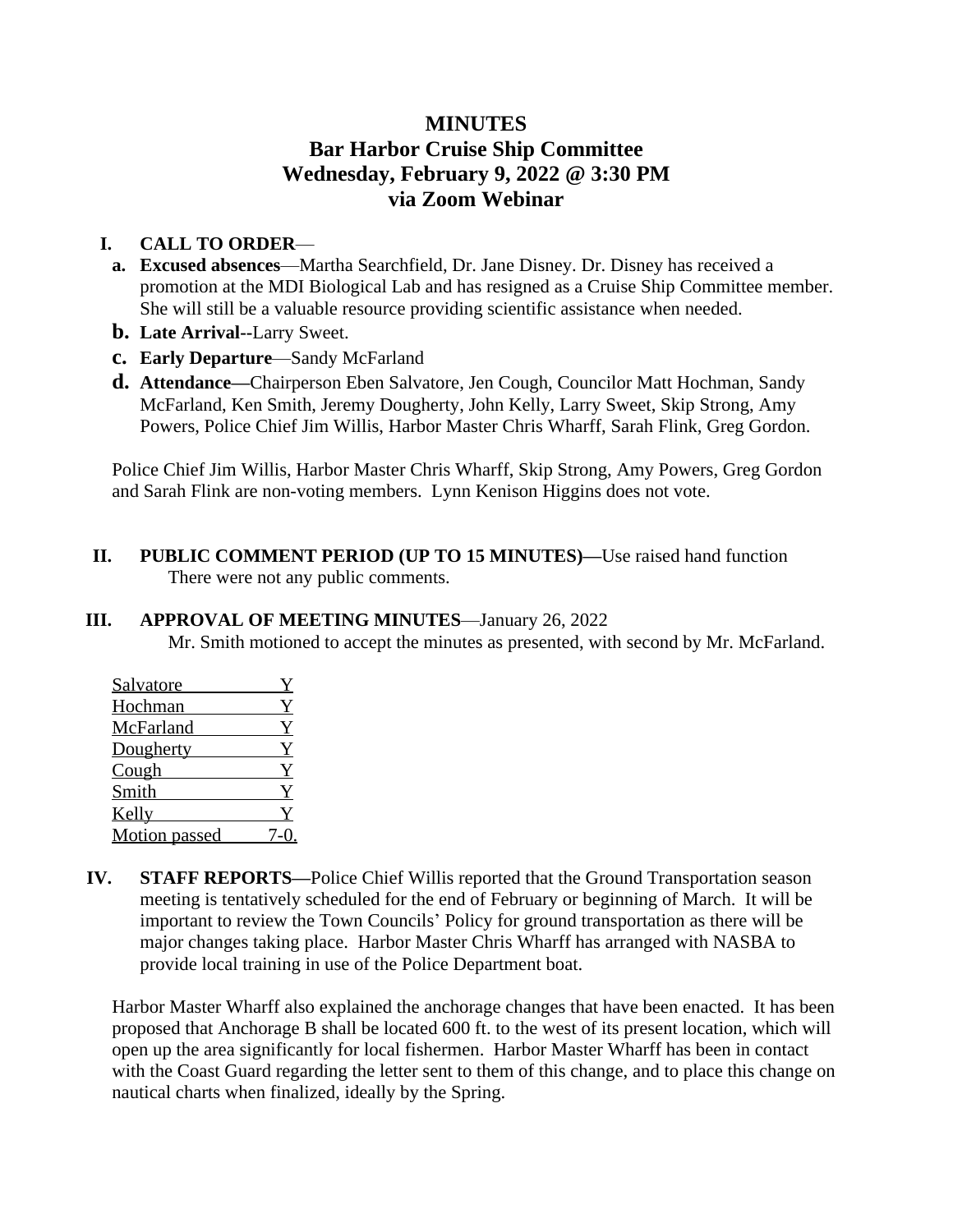# MINUTES
## Bar Harbor Cruise Ship Committee
## Wednesday, February 9, 2022 @ 3:30 PM
## via Zoom Webinar

**I. CALL TO ORDER**—

a. **Excused absences**—Martha Searchfield, Dr. Jane Disney. Dr. Disney has received a promotion at the MDI Biological Lab and has resigned as a Cruise Ship Committee member. She will still be a valuable resource providing scientific assistance when needed.

b. **Late Arrival**--Larry Sweet.

c. **Early Departure**—Sandy McFarland

d. **Attendance—**Chairperson Eben Salvatore, Jen Cough, Councilor Matt Hochman, Sandy McFarland, Ken Smith, Jeremy Dougherty, John Kelly, Larry Sweet, Skip Strong, Amy Powers, Police Chief Jim Willis, Harbor Master Chris Wharff, Sarah Flink, Greg Gordon.

Police Chief Jim Willis, Harbor Master Chris Wharff, Skip Strong, Amy Powers, Greg Gordon and Sarah Flink are non-voting members. Lynn Kenison Higgins does not vote.

**II. PUBLIC COMMENT PERIOD (UP TO 15 MINUTES)—**Use raised hand function

There were not any public comments.

**III. APPROVAL OF MEETING MINUTES**—January 26, 2022

Mr. Smith motioned to accept the minutes as presented, with second by Mr. McFarland.

| | |
|---|---|
| Salvatore | Y |
| Hochman | Y |
| McFarland | Y |
| Dougherty | Y |
| Cough | Y |
| Smith | Y |
| Kelly | Y |
| Motion passed | 7-0. |

**IV. STAFF REPORTS—**Police Chief Willis reported that the Ground Transportation season meeting is tentatively scheduled for the end of February or beginning of March. It will be important to review the Town Councils' Policy for ground transportation as there will be major changes taking place. Harbor Master Chris Wharff has arranged with NASBA to provide local training in use of the Police Department boat.

Harbor Master Wharff also explained the anchorage changes that have been enacted. It has been proposed that Anchorage B shall be located 600 ft. to the west of its present location, which will open up the area significantly for local fishermen. Harbor Master Wharff has been in contact with the Coast Guard regarding the letter sent to them of this change, and to place this change on nautical charts when finalized, ideally by the Spring.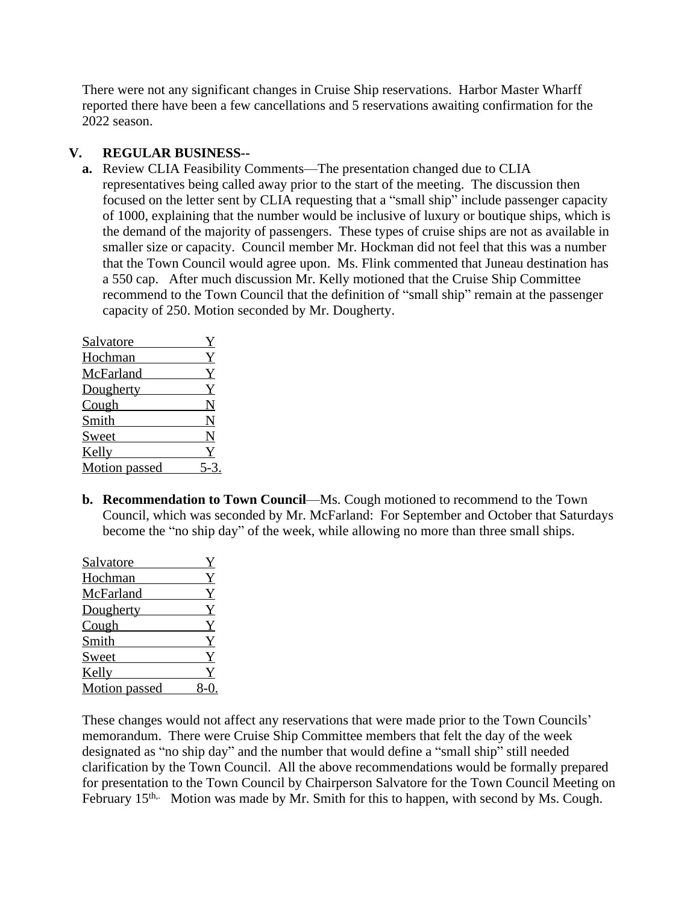There were not any significant changes in Cruise Ship reservations. Harbor Master Wharff reported there have been a few cancellations and 5 reservations awaiting confirmation for the 2022 season.

## V. REGULAR BUSINESS--

**a.** Review CLIA Feasibility Comments—The presentation changed due to CLIA representatives being called away prior to the start of the meeting. The discussion then focused on the letter sent by CLIA requesting that a "small ship" include passenger capacity of 1000, explaining that the number would be inclusive of luxury or boutique ships, which is the demand of the majority of passengers. These types of cruise ships are not as available in smaller size or capacity. Council member Mr. Hockman did not feel that this was a number that the Town Council would agree upon. Ms. Flink commented that Juneau destination has a 550 cap. After much discussion Mr. Kelly motioned that the Cruise Ship Committee recommend to the Town Council that the definition of "small ship" remain at the passenger capacity of 250. Motion seconded by Mr. Dougherty.

| | |
|---|---|
| Salvatore | Y |
| Hochman | Y |
| McFarland | Y |
| Dougherty | Y |
| Cough | N |
| Smith | N |
| Sweet | N |
| Kelly | Y |
| Motion passed | 5-3. |

**b. Recommendation to Town Council**—Ms. Cough motioned to recommend to the Town Council, which was seconded by Mr. McFarland: For September and October that Saturdays become the "no ship day" of the week, while allowing no more than three small ships.

| | |
|---|---|
| Salvatore | Y |
| Hochman | Y |
| McFarland | Y |
| Dougherty | Y |
| Cough | Y |
| Smith | Y |
| Sweet | Y |
| Kelly | Y |
| Motion passed | 8-0. |

These changes would not affect any reservations that were made prior to the Town Councils' memorandum. There were Cruise Ship Committee members that felt the day of the week designated as "no ship day" and the number that would define a "small ship" still needed clarification by the Town Council. All the above recommendations would be formally prepared for presentation to the Town Council by Chairperson Salvatore for the Town Council Meeting on February 15th,. Motion was made by Mr. Smith for this to happen, with second by Ms. Cough.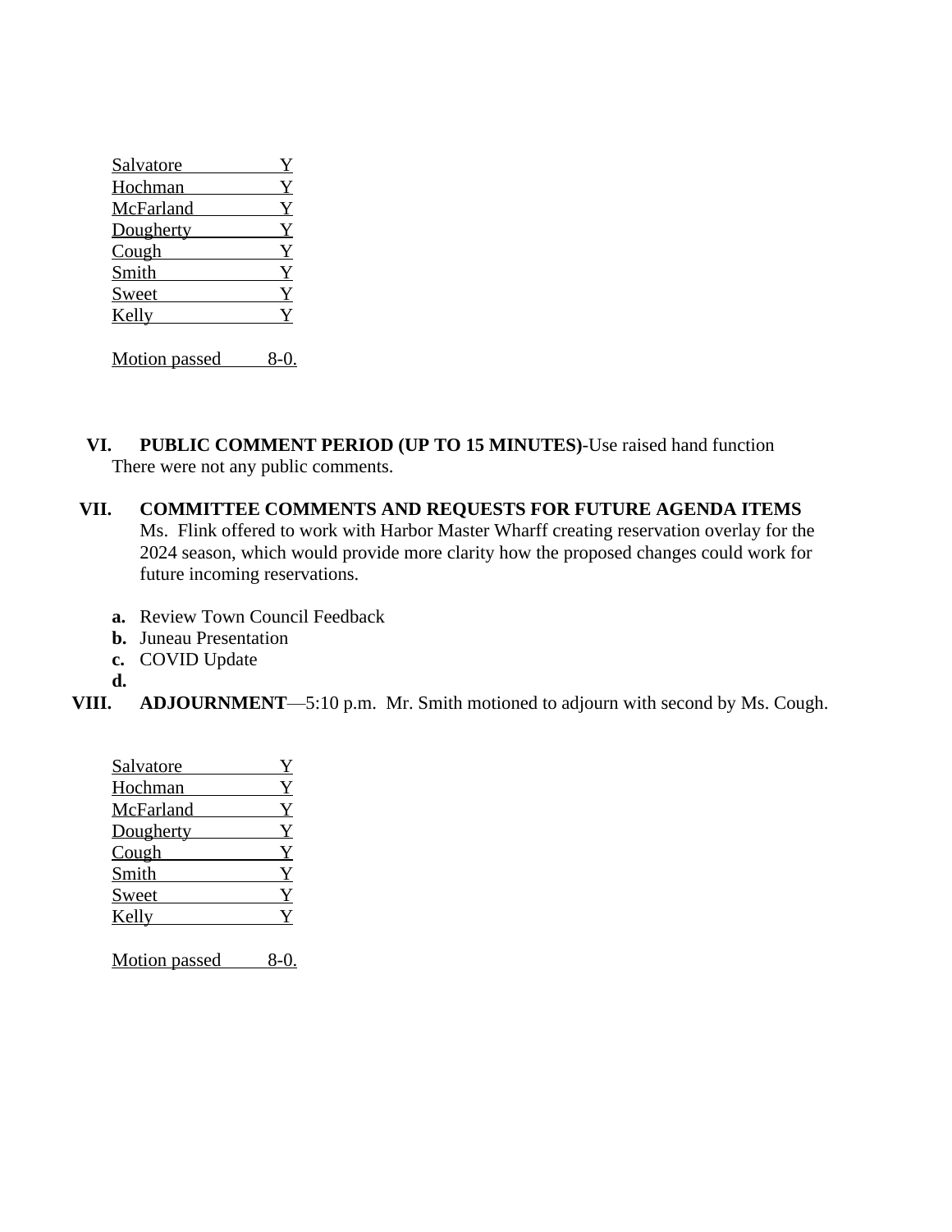| | |
|---|---|
| Salvatore | Y |
| Hochman | Y |
| McFarland | Y |
| Dougherty | Y |
| Cough | Y |
| Smith | Y |
| Sweet | Y |
| Kelly | Y |

Motion passed 8-0.

**VI. PUBLIC COMMENT PERIOD (UP TO 15 MINUTES)**-Use raised hand function

There were not any public comments.

**VII. COMMITTEE COMMENTS AND REQUESTS FOR FUTURE AGENDA ITEMS**

Ms. Flink offered to work with Harbor Master Wharff creating reservation overlay for the 2024 season, which would provide more clarity how the proposed changes could work for future incoming reservations.

- **a.** Review Town Council Feedback
- **b.** Juneau Presentation
- **c.** COVID Update
- **d.**

**VIII. ADJOURNMENT**—5:10 p.m. Mr. Smith motioned to adjourn with second by Ms. Cough.

| | |
|---|---|
| Salvatore | Y |
| Hochman | Y |
| McFarland | Y |
| Dougherty | Y |
| Cough | Y |
| Smith | Y |
| Sweet | Y |
| Kelly | Y |

Motion passed 8-0.